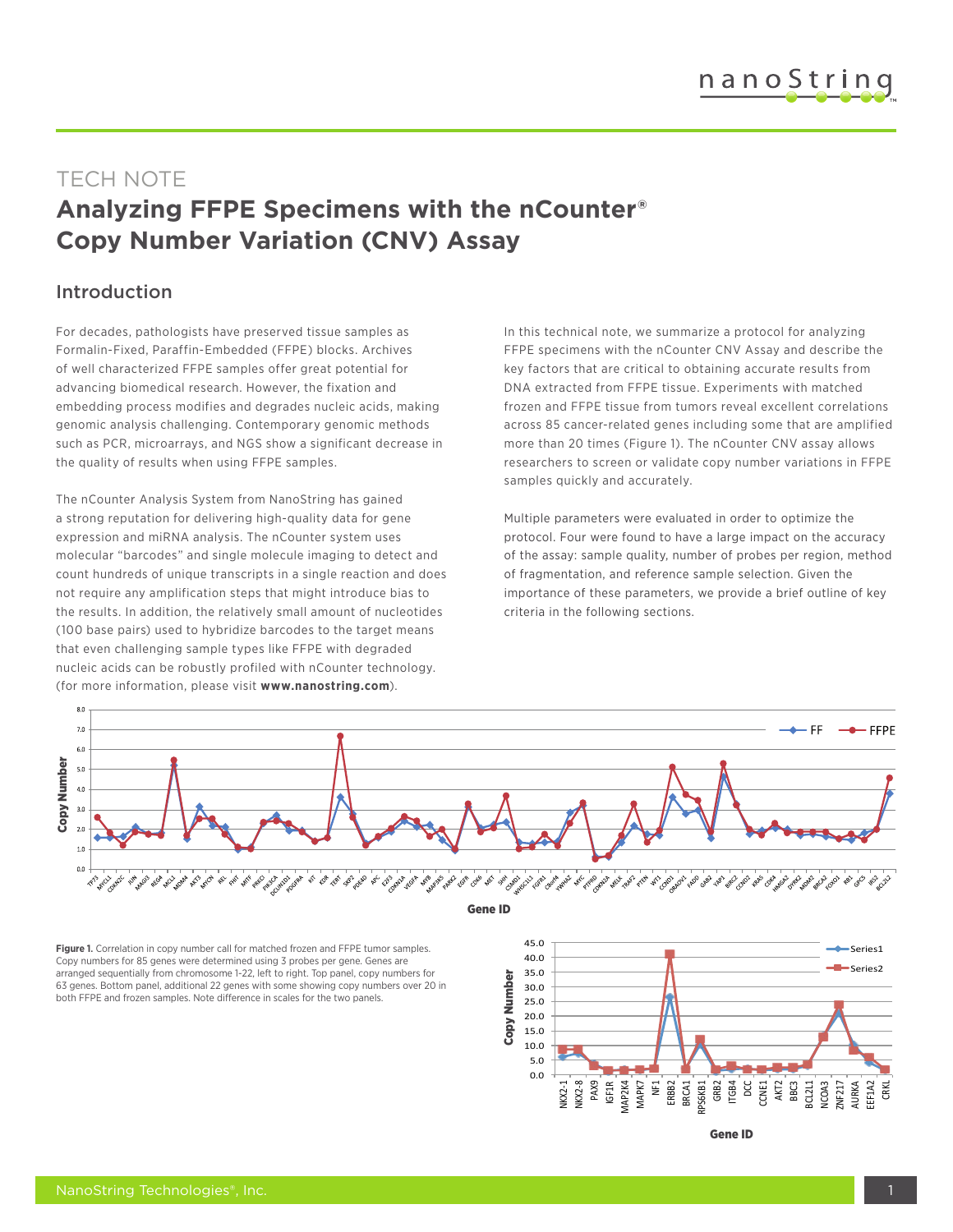# TECH NOTE

## Analyzing FFPE Specimens with the nCounter® Copy Number Variation (CNV) Assay

### Introduction

For decades, pathologists have preserved tissue samples as Formalin-Fixed, Paraffin-Embedded (FFPE) blocks. Archives of well characterized FFPE samples offer great potential for advancing biomedical research. However, the fixation and embedding process modifies and degrades nucleic acids, making genomic analysis challenging. Contemporary genomic methods such as PCR, microarrays, and NGS show a significant decrease in the quality of results when using FFPE samples.

The nCounter Analysis System from NanoString has gained a strong reputation for delivering high-quality data for gene expression and miRNA analysis. The nCounter system uses molecular "barcodes" and single molecule imaging to detect and count hundreds of unique transcripts in a single reaction and does not require any amplification steps that might introduce bias to the results. In addition, the relatively small amount of nucleotides (100 base pairs) used to hybridize barcodes to the target means that even challenging sample types like FFPE with degraded nucleic acids can be robustly profiled with nCounter technology. (for more information, please visit **www.nanostring.com**).

In this technical note, we summarize a protocol for analyzing FFPE specimens with the nCounter CNV Assay and describe the key factors that are critical to obtaining accurate results from DNA extracted from FFPE tissue. Experiments with matched frozen and FFPE tissue from tumors reveal excellent correlations across 85 cancer-related genes including some that are amplified more than 20 times (Figure 1). The nCounter CNV assay allows researchers to screen or validate copy number variations in FFPE samples quickly and accurately.

Multiple parameters were evaluated in order to optimize the protocol. Four were found to have a large impact on the accuracy of the assay: sample quality, number of probes per region, method of fragmentation, and reference sample selection. Given the importance of these parameters, we provide a brief outline of key criteria in the following sections.

**Figure 1.** Correlation in copy number call for matched frozen and FFPE tumor samples. Copy numbers for 85 genes were determined using 3 probes per gene. Genes are arranged sequentially from chromosome 1-22, left to right. Top panel, copy numbers for 63 genes. Bottom panel, additional 22 genes with some showing copy numbers over 20 in both FFPE and frozen samples. Note difference in scales for the two panels.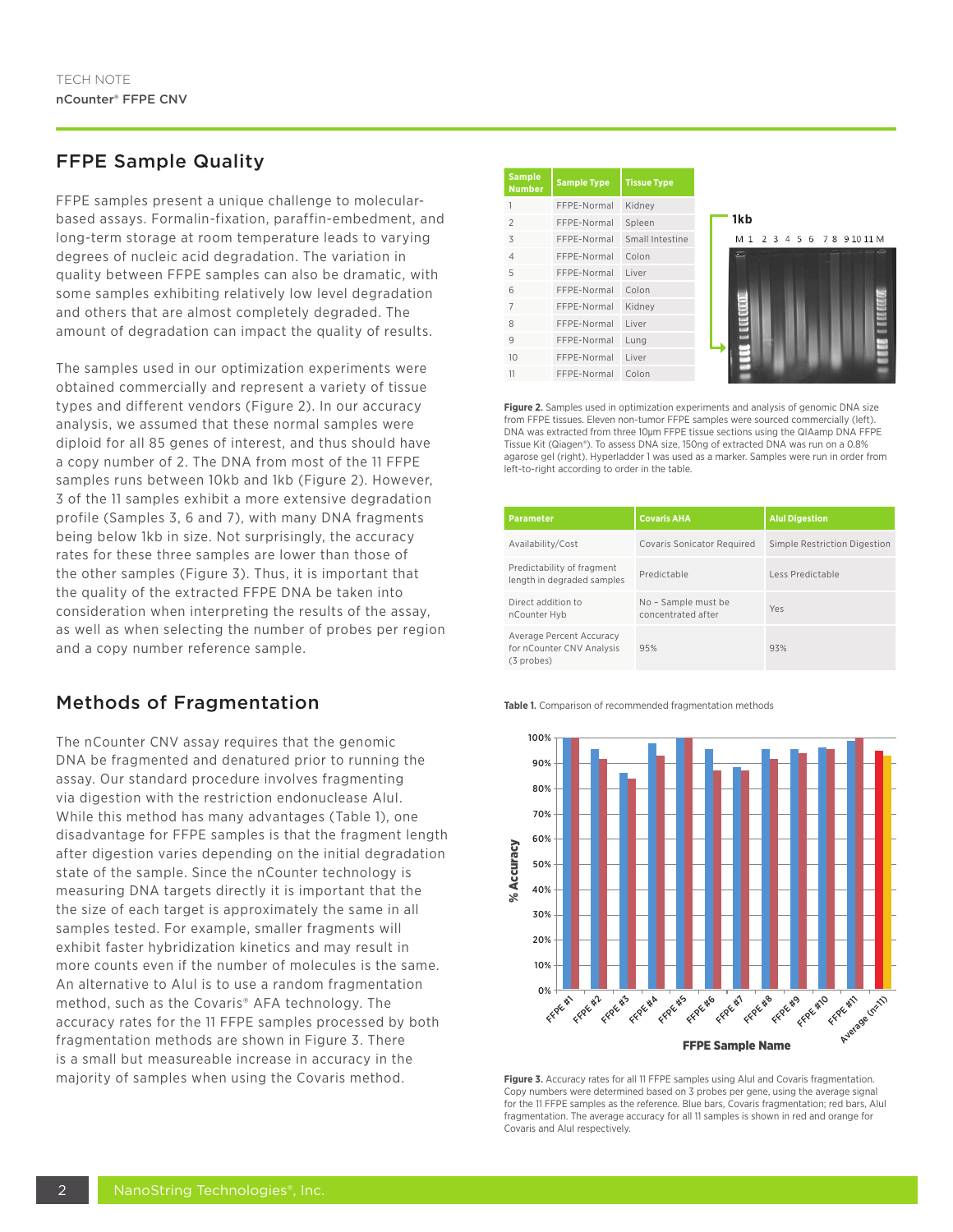## FFPE Sample Quality

FFPE samples present a unique challenge to molecular-based assays. Formalin-fixation, paraffin-embedment, and long-term storage at room temperature leads to varying degrees of nucleic acid degradation. The variation in quality between FFPE samples can also be dramatic, with some samples exhibiting relatively low level degradation and others that are almost completely degraded. The amount of degradation can impact the quality of results.

The samples used in our optimization experiments were obtained commercially and represent a variety of tissue types and different vendors (Figure 2). In our accuracy analysis, we assumed that these normal samples were diploid for all 85 genes of interest, and thus should have a copy number of 2. The DNA from most of the 11 FFPE samples runs between 10kb and 1kb (Figure 2). However, 3 of the 11 samples exhibit a more extensive degradation profile (Samples 3, 6 and 7), with many DNA fragments being below 1kb in size. Not surprisingly, the accuracy rates for these three samples are lower than those of the other samples (Figure 3). Thus, it is important that the quality of the extracted FFPE DNA be taken into consideration when interpreting the results of the assay, as well as when selecting the number of probes per region and a copy number reference sample.

| Sample Number | Sample Type | Tissue Type |
|---|---|---|
| 1 | FFPE-Normal | Kidney |
| 2 | FFPE-Normal | Spleen |
| 3 | FFPE-Normal | Small Intestine |
| 4 | FFPE-Normal | Colon |
| 5 | FFPE-Normal | Liver |
| 6 | FFPE-Normal | Colon |
| 7 | FFPE-Normal | Kidney |
| 8 | FFPE-Normal | Liver |
| 9 | FFPE-Normal | Lung |
| 10 | FFPE-Normal | Liver |
| 11 | FFPE-Normal | Colon |

**Figure 2.** Samples used in optimization experiments and analysis of genomic DNA size from FFPE tissues. Eleven non-tumor FFPE samples were sourced commercially (left). DNA was extracted from three 10µm FFPE tissue sections using the QIAmp DNA FFPE Tissue Kit (Qiagen®). To assess DNA size, 150ng of extracted DNA was run on a 0.8% agarose gel (right). Hyperladder 1 was used as a marker. Samples were run in order from left-to-right according to order in the table.

## Methods of Fragmentation

The nCounter CNV assay requires that the genomic DNA be fragmented and denatured prior to running the assay. Our standard procedure involves fragmenting via digestion with the restriction endonuclease AluI. While this method has many advantages (Table 1), one disadvantage for FFPE samples is that the fragment length after digestion varies depending on the initial degradation state of the sample. Since the nCounter technology is measuring DNA targets directly it is important that the the size of each target is approximately the same in all samples tested. For example, smaller fragments will exhibit faster hybridization kinetics and may result in more counts even if the number of molecules is the same. An alternative to AluI is to use a random fragmentation method, such as the Covaris® AFA technology. The accuracy rates for the 11 FFPE samples processed by both fragmentation methods are shown in Figure 3. There is a small but measureable increase in accuracy in the majority of samples when using the Covaris method.

| Parameter | Covaris AHA | AluI Digestion |
|---|---|---|
| Availability/Cost | Covaris Sonicator Required | Simple Restriction Digestion |
| Predictability of fragment length in degraded samples | Predictable | Less Predictable |
| Direct addition to nCounter Hyb | No – Sample must be concentrated after | Yes |
| Average Percent Accuracy for nCounter CNV Analysis (3 probes) | 95% | 93% |

**Table 1.** Comparison of recommended fragmentation methods

**Figure 3.** Accuracy rates for all 11 FFPE samples using AluI and Covaris fragmentation. Copy numbers were determined based on 3 probes per gene, using the average signal for the 11 FFPE samples as the reference. Blue bars, Covaris fragmentation; red bars, AluI fragmentation. The average accuracy for all 11 samples is shown in red and orange for Covaris and AluI respectively.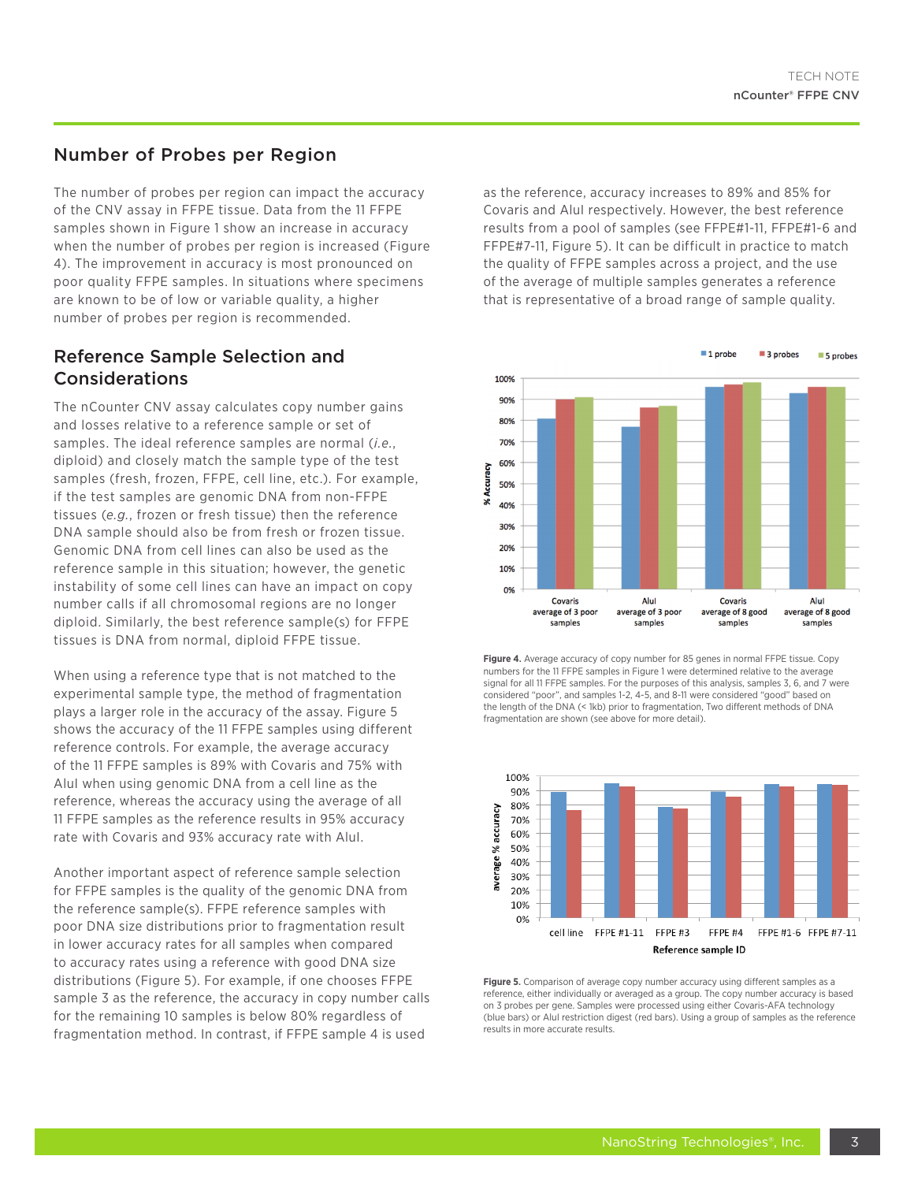## Number of Probes per Region

The number of probes per region can impact the accuracy of the CNV assay in FFPE tissue. Data from the 11 FFPE samples shown in Figure 1 show an increase in accuracy when the number of probes per region is increased (Figure 4). The improvement in accuracy is most pronounced on poor quality FFPE samples. In situations where specimens are known to be of low or variable quality, a higher number of probes per region is recommended.

## Reference Sample Selection and Considerations

The nCounter CNV assay calculates copy number gains and losses relative to a reference sample or set of samples. The ideal reference samples are normal (*i.e.*, diploid) and closely match the sample type of the test samples (fresh, frozen, FFPE, cell line, etc.). For example, if the test samples are genomic DNA from non-FFPE tissues (*e.g.*, frozen or fresh tissue) then the reference DNA sample should also be from fresh or frozen tissue. Genomic DNA from cell lines can also be used as the reference sample in this situation; however, the genetic instability of some cell lines can have an impact on copy number calls if all chromosomal regions are no longer diploid. Similarly, the best reference sample(s) for FFPE tissues is DNA from normal, diploid FFPE tissue.

When using a reference type that is not matched to the experimental sample type, the method of fragmentation plays a larger role in the accuracy of the assay. Figure 5 shows the accuracy of the 11 FFPE samples using different reference controls. For example, the average accuracy of the 11 FFPE samples is 89% with Covaris and 75% with AluI when using genomic DNA from a cell line as the reference, whereas the accuracy using the average of all 11 FFPE samples as the reference results in 95% accuracy rate with Covaris and 93% accuracy rate with AluI.

Another important aspect of reference sample selection for FFPE samples is the quality of the genomic DNA from the reference sample(s). FFPE reference samples with poor DNA size distributions prior to fragmentation result in lower accuracy rates for all samples when compared to accuracy rates using a reference with good DNA size distributions (Figure 5). For example, if one chooses FFPE sample 3 as the reference, the accuracy in copy number calls for the remaining 10 samples is below 80% regardless of fragmentation method. In contrast, if FFPE sample 4 is used as the reference, accuracy increases to 89% and 85% for Covaris and AluI respectively. However, the best reference results from a pool of samples (see FFPE#1-11, FFPE#1-6 and FFPE#7-11, Figure 5). It can be difficult in practice to match the quality of FFPE samples across a project, and the use of the average of multiple samples generates a reference that is representative of a broad range of sample quality.

**Figure 4.** Average accuracy of copy number for 85 genes in normal FFPE tissue. Copy numbers for the 11 FFPE samples in Figure 1 were determined relative to the average signal for all 11 FFPE samples. For the purposes of this analysis, samples 3, 6, and 7 were considered "poor", and samples 1-2, 4-5, and 8-11 were considered "good" based on the length of the DNA (< 1kb) prior to fragmentation, Two different methods of DNA fragmentation are shown (see above for more detail).

**Figure 5.** Comparison of average copy number accuracy using different samples as a reference, either individually or averaged as a group. The copy number accuracy is based on 3 probes per gene. Samples were processed using either Covaris-AFA technology (blue bars) or AluI restriction digest (red bars). Using a group of samples as the reference results in more accurate results.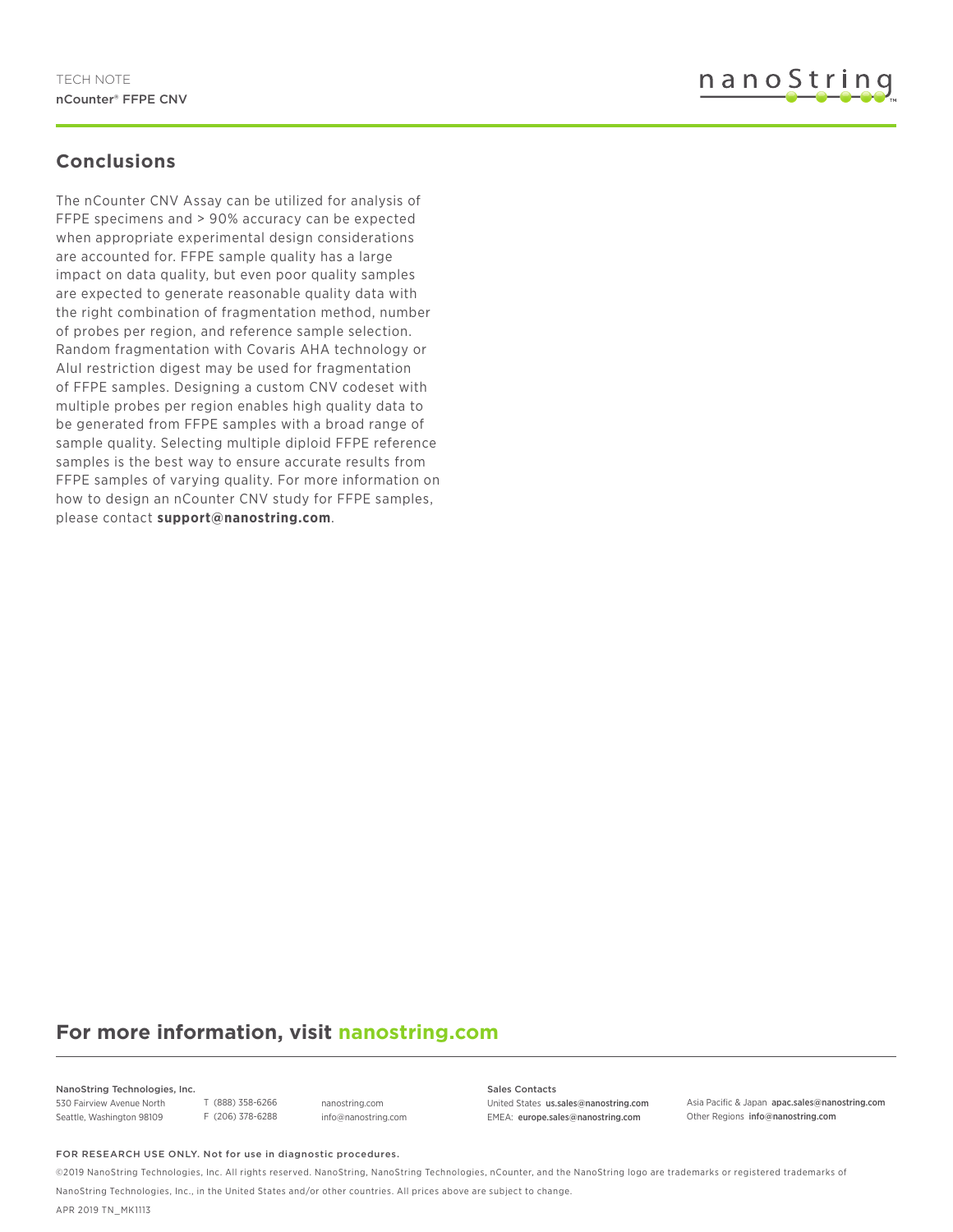## Conclusions

The nCounter CNV Assay can be utilized for analysis of FFPE specimens and > 90% accuracy can be expected when appropriate experimental design considerations are accounted for. FFPE sample quality has a large impact on data quality, but even poor quality samples are expected to generate reasonable quality data with the right combination of fragmentation method, number of probes per region, and reference sample selection. Random fragmentation with Covaris AHA technology or AluI restriction digest may be used for fragmentation of FFPE samples. Designing a custom CNV codeset with multiple probes per region enables high quality data to be generated from FFPE samples with a broad range of sample quality. Selecting multiple diploid FFPE reference samples is the best way to ensure accurate results from FFPE samples of varying quality. For more information on how to design an nCounter CNV study for FFPE samples, please contact **support@nanostring.com**.

## For more information, visit nanostring.com

**NanoString Technologies, Inc.**
530 Fairview Avenue North
Seattle, Washington 98109

T (888) 358-6266
F (206) 378-6288

nanostring.com
info@nanostring.com

**Sales Contacts**
United States **us.sales@nanostring.com**
EMEA: **europe.sales@nanostring.com**
Asia Pacific & Japan **apac.sales@nanostring.com**
Other Regions **info@nanostring.com**

FOR RESEARCH USE ONLY. Not for use in diagnostic procedures.

©2019 NanoString Technologies, Inc. All rights reserved. NanoString, NanoString Technologies, nCounter, and the NanoString logo are trademarks or registered trademarks of NanoString Technologies, Inc., in the United States and/or other countries. All prices above are subject to change.

APR 2019 TN_MK1113